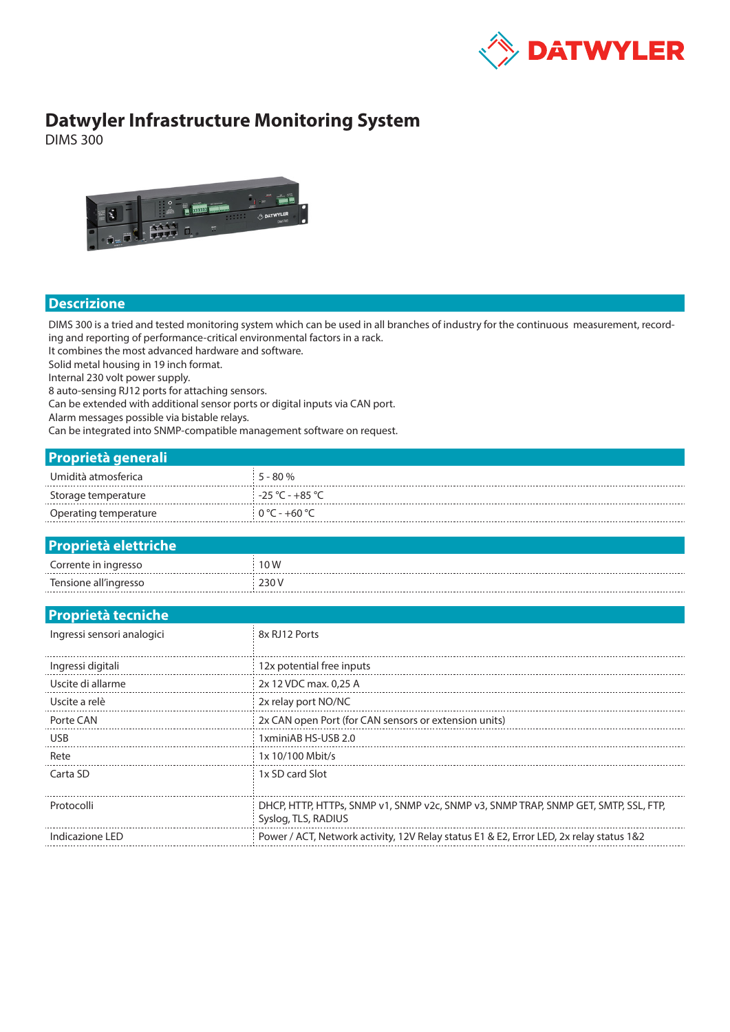# Datwyler Infrastructure Monitoring System

DIMS 300

## Descrizione

DIMS 300 is a tried and tested monitoring system which can be used in all branches of industry for the continuous measurement, recording and reporting of performance-critical environmental factors in a rack.
It combines the most advanced hardware and software.
Solid metal housing in 19 inch format.
Internal 230 volt power supply.
8 auto-sensing RJ12 ports for attaching sensors.
Can be extended with additional sensor ports or digital inputs via CAN port.
Alarm messages possible via bistable relays.
Can be integrated into SNMP-compatible management software on request.

## Proprietà generali

| | |
|---|---|
| Umidità atmosferica | 5 - 80 % |
| Storage temperature | -25 °C - +85 °C |
| Operating temperature | 0 °C - +60 °C |

## Proprietà elettriche

| | |
|---|---|
| Corrente in ingresso | 10 W |
| Tensione all'ingresso | 230 V |

## Proprietà tecniche

| | |
|---|---|
| Ingressi sensori analogici | 8x RJ12 Ports |
| Ingressi digitali | 12x potential free inputs |
| Uscite di allarme | 2x 12 VDC max. 0,25 A |
| Uscite a relè | 2x relay port NO/NC |
| Porte CAN | 2x CAN open Port (for CAN sensors or extension units) |
| USB | 1xminiAB HS-USB 2.0 |
| Rete | 1x 10/100 Mbit/s |
| Carta SD | 1x SD card Slot |
| Protocolli | DHCP, HTTP, HTTPs, SNMP v1, SNMP v2c, SNMP v3, SNMP TRAP, SNMP GET, SMTP, SSL, FTP, Syslog, TLS, RADIUS |
| Indicazione LED | Power / ACT, Network activity, 12V Relay status E1 & E2, Error LED, 2x relay status 1&2 |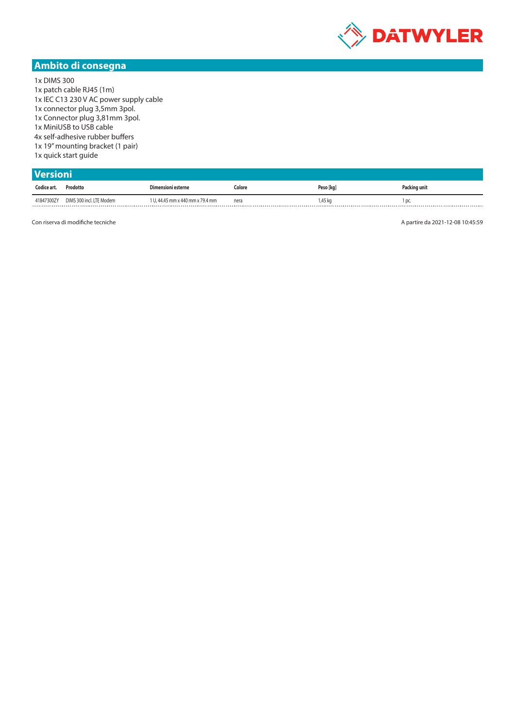## Ambito di consegna

1x DIMS 300
1x patch cable RJ45 (1m)
1x IEC C13 230 V AC power supply cable
1x connector plug 3,5mm 3pol.
1x Connector plug 3,81mm 3pol.
1x MiniUSB to USB cable
4x self-adhesive rubber buffers
1x 19" mounting bracket (1 pair)
1x quick start guide

## Versioni

| Codice art. | Prodotto | Dimensioni esterne | Colore | Peso [kg] | Packing unit |
| --- | --- | --- | --- | --- | --- |
| 41847300ZY | DIMS 300 incl. LTE Modem | 1 U, 44.45 mm x 440 mm x 79.4 mm | nera | 1,45 kg | 1 pc. |

Con riserva di modifiche tecniche

A partire da 2021-12-08 10:45:59